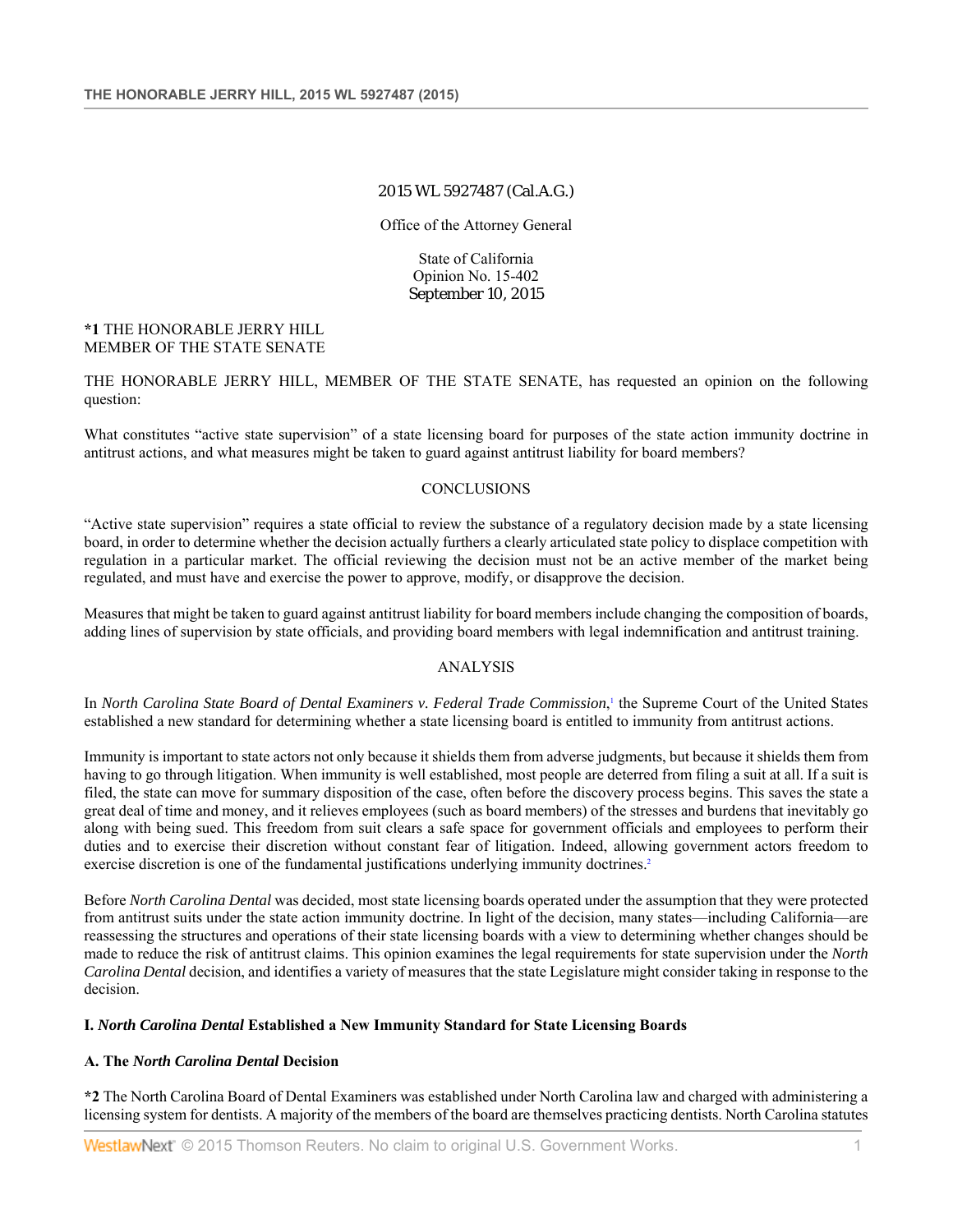2015 WL 5927487 (Cal.A.G.)

Office of the Attorney General

State of California
Opinion No. 15-402
September 10, 2015

**\*1** THE HONORABLE JERRY HILL
MEMBER OF THE STATE SENATE

THE HONORABLE JERRY HILL, MEMBER OF THE STATE SENATE, has requested an opinion on the following question:

What constitutes "active state supervision" of a state licensing board for purposes of the state action immunity doctrine in antitrust actions, and what measures might be taken to guard against antitrust liability for board members?

## CONCLUSIONS

"Active state supervision" requires a state official to review the substance of a regulatory decision made by a state licensing board, in order to determine whether the decision actually furthers a clearly articulated state policy to displace competition with regulation in a particular market. The official reviewing the decision must not be an active member of the market being regulated, and must have and exercise the power to approve, modify, or disapprove the decision.

Measures that might be taken to guard against antitrust liability for board members include changing the composition of boards, adding lines of supervision by state officials, and providing board members with legal indemnification and antitrust training.

## ANALYSIS

In *North Carolina State Board of Dental Examiners v. Federal Trade Commission*,[1] the Supreme Court of the United States established a new standard for determining whether a state licensing board is entitled to immunity from antitrust actions.

Immunity is important to state actors not only because it shields them from adverse judgments, but because it shields them from having to go through litigation. When immunity is well established, most people are deterred from filing a suit at all. If a suit is filed, the state can move for summary disposition of the case, often before the discovery process begins. This saves the state a great deal of time and money, and it relieves employees (such as board members) of the stresses and burdens that inevitably go along with being sued. This freedom from suit clears a safe space for government officials and employees to perform their duties and to exercise their discretion without constant fear of litigation. Indeed, allowing government actors freedom to exercise discretion is one of the fundamental justifications underlying immunity doctrines.[2]

Before *North Carolina Dental* was decided, most state licensing boards operated under the assumption that they were protected from antitrust suits under the state action immunity doctrine. In light of the decision, many states—including California—are reassessing the structures and operations of their state licensing boards with a view to determining whether changes should be made to reduce the risk of antitrust claims. This opinion examines the legal requirements for state supervision under the *North Carolina Dental* decision, and identifies a variety of measures that the state Legislature might consider taking in response to the decision.

### I. *North Carolina Dental* Established a New Immunity Standard for State Licensing Boards

#### A. The *North Carolina Dental* Decision

**\*2** The North Carolina Board of Dental Examiners was established under North Carolina law and charged with administering a licensing system for dentists. A majority of the members of the board are themselves practicing dentists. North Carolina statutes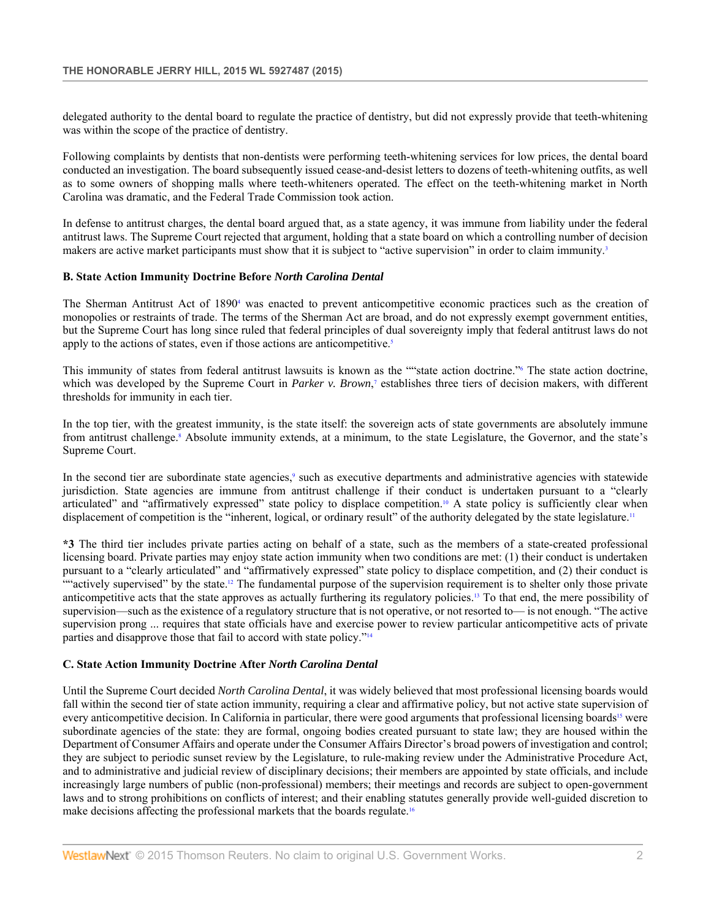delegated authority to the dental board to regulate the practice of dentistry, but did not expressly provide that teeth-whitening was within the scope of the practice of dentistry.

Following complaints by dentists that non-dentists were performing teeth-whitening services for low prices, the dental board conducted an investigation. The board subsequently issued cease-and-desist letters to dozens of teeth-whitening outfits, as well as to some owners of shopping malls where teeth-whiteners operated. The effect on the teeth-whitening market in North Carolina was dramatic, and the Federal Trade Commission took action.

In defense to antitrust charges, the dental board argued that, as a state agency, it was immune from liability under the federal antitrust laws. The Supreme Court rejected that argument, holding that a state board on which a controlling number of decision makers are active market participants must show that it is subject to "active supervision" in order to claim immunity.[3]

### B. State Action Immunity Doctrine Before *North Carolina Dental*

The Sherman Antitrust Act of 1890[4] was enacted to prevent anticompetitive economic practices such as the creation of monopolies or restraints of trade. The terms of the Sherman Act are broad, and do not expressly exempt government entities, but the Supreme Court has long since ruled that federal principles of dual sovereignty imply that federal antitrust laws do not apply to the actions of states, even if those actions are anticompetitive.[5]

This immunity of states from federal antitrust lawsuits is known as the ""state action doctrine."[6] The state action doctrine, which was developed by the Supreme Court in *Parker v. Brown*,[7] establishes three tiers of decision makers, with different thresholds for immunity in each tier.

In the top tier, with the greatest immunity, is the state itself: the sovereign acts of state governments are absolutely immune from antitrust challenge.[8] Absolute immunity extends, at a minimum, to the state Legislature, the Governor, and the state's Supreme Court.

In the second tier are subordinate state agencies,[9] such as executive departments and administrative agencies with statewide jurisdiction. State agencies are immune from antitrust challenge if their conduct is undertaken pursuant to a "clearly articulated" and "affirmatively expressed" state policy to displace competition.[10] A state policy is sufficiently clear when displacement of competition is the "inherent, logical, or ordinary result" of the authority delegated by the state legislature.[11]

**\*3** The third tier includes private parties acting on behalf of a state, such as the members of a state-created professional licensing board. Private parties may enjoy state action immunity when two conditions are met: (1) their conduct is undertaken pursuant to a "clearly articulated" and "affirmatively expressed" state policy to displace competition, and (2) their conduct is ""actively supervised" by the state.[12] The fundamental purpose of the supervision requirement is to shelter only those private anticompetitive acts that the state approves as actually furthering its regulatory policies.[13] To that end, the mere possibility of supervision—such as the existence of a regulatory structure that is not operative, or not resorted to— is not enough. "The active supervision prong ... requires that state officials have and exercise power to review particular anticompetitive acts of private parties and disapprove those that fail to accord with state policy."[14]

### C. State Action Immunity Doctrine After *North Carolina Dental*

Until the Supreme Court decided *North Carolina Dental*, it was widely believed that most professional licensing boards would fall within the second tier of state action immunity, requiring a clear and affirmative policy, but not active state supervision of every anticompetitive decision. In California in particular, there were good arguments that professional licensing boards[15] were subordinate agencies of the state: they are formal, ongoing bodies created pursuant to state law; they are housed within the Department of Consumer Affairs and operate under the Consumer Affairs Director's broad powers of investigation and control; they are subject to periodic sunset review by the Legislature, to rule-making review under the Administrative Procedure Act, and to administrative and judicial review of disciplinary decisions; their members are appointed by state officials, and include increasingly large numbers of public (non-professional) members; their meetings and records are subject to open-government laws and to strong prohibitions on conflicts of interest; and their enabling statutes generally provide well-guided discretion to make decisions affecting the professional markets that the boards regulate.[16]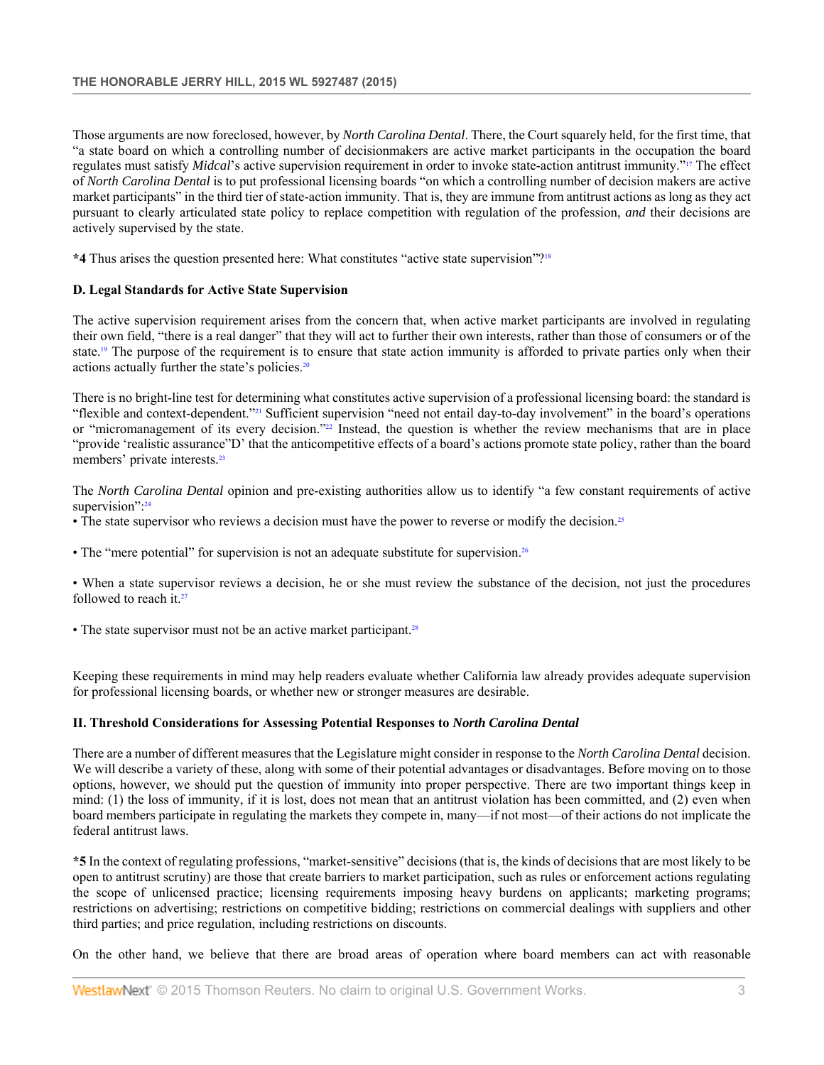Those arguments are now foreclosed, however, by *North Carolina Dental*. There, the Court squarely held, for the first time, that "a state board on which a controlling number of decisionmakers are active market participants in the occupation the board regulates must satisfy *Midcal*'s active supervision requirement in order to invoke state-action antitrust immunity."[17] The effect of *North Carolina Dental* is to put professional licensing boards "on which a controlling number of decision makers are active market participants" in the third tier of state-action immunity. That is, they are immune from antitrust actions as long as they act pursuant to clearly articulated state policy to replace competition with regulation of the profession, *and* their decisions are actively supervised by the state.

**\*4** Thus arises the question presented here: What constitutes "active state supervision"?[18]

### D. Legal Standards for Active State Supervision

The active supervision requirement arises from the concern that, when active market participants are involved in regulating their own field, "there is a real danger" that they will act to further their own interests, rather than those of consumers or of the state.[19] The purpose of the requirement is to ensure that state action immunity is afforded to private parties only when their actions actually further the state's policies.[20]

There is no bright-line test for determining what constitutes active supervision of a professional licensing board: the standard is "flexible and context-dependent."[21] Sufficient supervision "need not entail day-to-day involvement" in the board's operations or "micromanagement of its every decision."[22] Instead, the question is whether the review mechanisms that are in place "provide 'realistic assurance"D' that the anticompetitive effects of a board's actions promote state policy, rather than the board members' private interests.[23]

The *North Carolina Dental* opinion and pre-existing authorities allow us to identify "a few constant requirements of active supervision":[24]

- The state supervisor who reviews a decision must have the power to reverse or modify the decision.[25]
- The "mere potential" for supervision is not an adequate substitute for supervision.[26]
- When a state supervisor reviews a decision, he or she must review the substance of the decision, not just the procedures followed to reach it.[27]
- The state supervisor must not be an active market participant.[28]

Keeping these requirements in mind may help readers evaluate whether California law already provides adequate supervision for professional licensing boards, or whether new or stronger measures are desirable.

## II. Threshold Considerations for Assessing Potential Responses to *North Carolina Dental*

There are a number of different measures that the Legislature might consider in response to the *North Carolina Dental* decision. We will describe a variety of these, along with some of their potential advantages or disadvantages. Before moving on to those options, however, we should put the question of immunity into proper perspective. There are two important things keep in mind: (1) the loss of immunity, if it is lost, does not mean that an antitrust violation has been committed, and (2) even when board members participate in regulating the markets they compete in, many—if not most—of their actions do not implicate the federal antitrust laws.

**\*5** In the context of regulating professions, "market-sensitive" decisions (that is, the kinds of decisions that are most likely to be open to antitrust scrutiny) are those that create barriers to market participation, such as rules or enforcement actions regulating the scope of unlicensed practice; licensing requirements imposing heavy burdens on applicants; marketing programs; restrictions on advertising; restrictions on competitive bidding; restrictions on commercial dealings with suppliers and other third parties; and price regulation, including restrictions on discounts.

On the other hand, we believe that there are broad areas of operation where board members can act with reasonable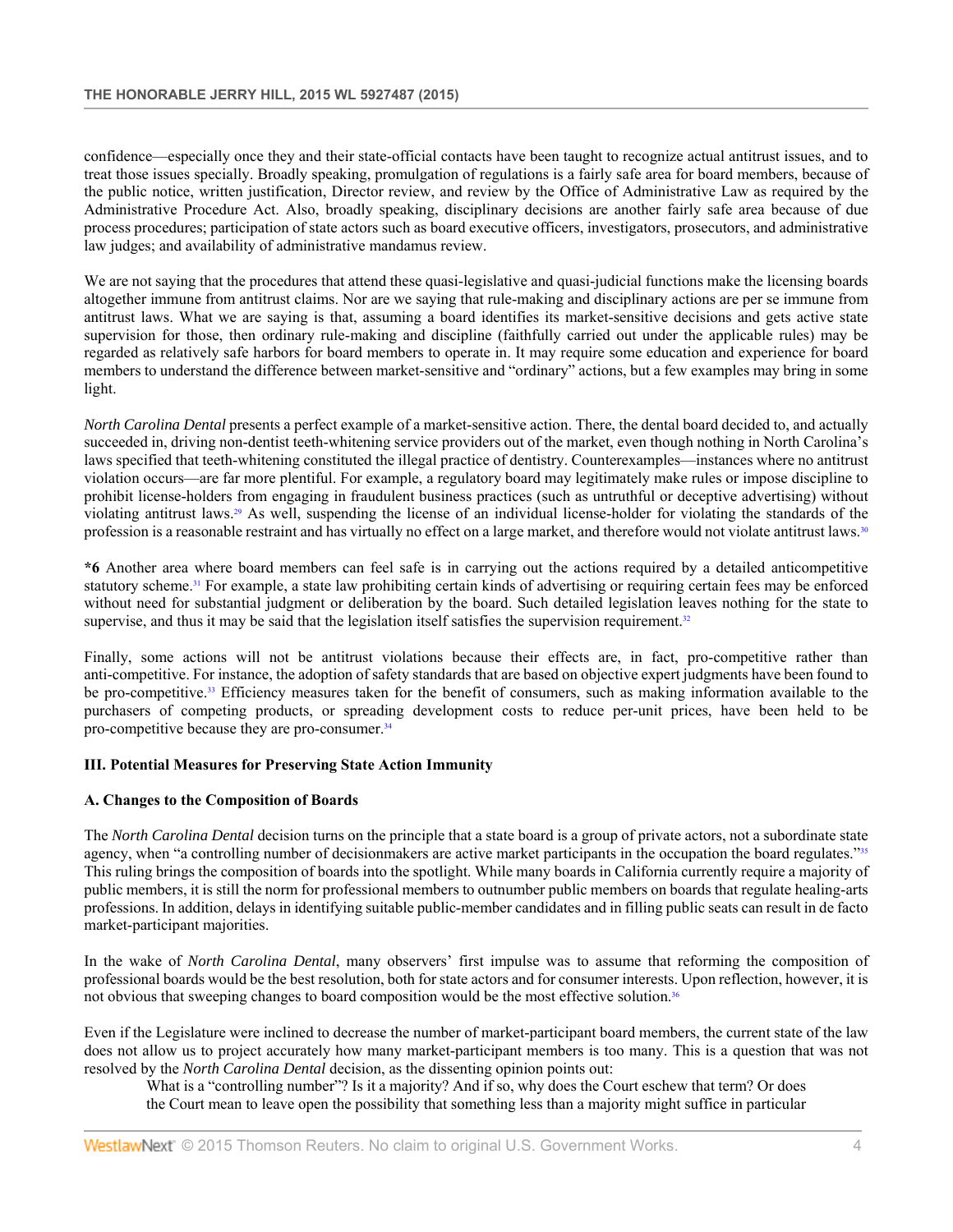confidence—especially once they and their state-official contacts have been taught to recognize actual antitrust issues, and to treat those issues specially. Broadly speaking, promulgation of regulations is a fairly safe area for board members, because of the public notice, written justification, Director review, and review by the Office of Administrative Law as required by the Administrative Procedure Act. Also, broadly speaking, disciplinary decisions are another fairly safe area because of due process procedures; participation of state actors such as board executive officers, investigators, prosecutors, and administrative law judges; and availability of administrative mandamus review.

We are not saying that the procedures that attend these quasi-legislative and quasi-judicial functions make the licensing boards altogether immune from antitrust claims. Nor are we saying that rule-making and disciplinary actions are per se immune from antitrust laws. What we are saying is that, assuming a board identifies its market-sensitive decisions and gets active state supervision for those, then ordinary rule-making and discipline (faithfully carried out under the applicable rules) may be regarded as relatively safe harbors for board members to operate in. It may require some education and experience for board members to understand the difference between market-sensitive and "ordinary" actions, but a few examples may bring in some light.

*North Carolina Dental* presents a perfect example of a market-sensitive action. There, the dental board decided to, and actually succeeded in, driving non-dentist teeth-whitening service providers out of the market, even though nothing in North Carolina's laws specified that teeth-whitening constituted the illegal practice of dentistry. Counterexamples—instances where no antitrust violation occurs—are far more plentiful. For example, a regulatory board may legitimately make rules or impose discipline to prohibit license-holders from engaging in fraudulent business practices (such as untruthful or deceptive advertising) without violating antitrust laws.[29] As well, suspending the license of an individual license-holder for violating the standards of the profession is a reasonable restraint and has virtually no effect on a large market, and therefore would not violate antitrust laws.[30]

**\*6** Another area where board members can feel safe is in carrying out the actions required by a detailed anticompetitive statutory scheme.[31] For example, a state law prohibiting certain kinds of advertising or requiring certain fees may be enforced without need for substantial judgment or deliberation by the board. Such detailed legislation leaves nothing for the state to supervise, and thus it may be said that the legislation itself satisfies the supervision requirement.[32]

Finally, some actions will not be antitrust violations because their effects are, in fact, pro-competitive rather than anti-competitive. For instance, the adoption of safety standards that are based on objective expert judgments have been found to be pro-competitive.[33] Efficiency measures taken for the benefit of consumers, such as making information available to the purchasers of competing products, or spreading development costs to reduce per-unit prices, have been held to be pro-competitive because they are pro-consumer.[34]

### III. Potential Measures for Preserving State Action Immunity

#### A. Changes to the Composition of Boards

The *North Carolina Dental* decision turns on the principle that a state board is a group of private actors, not a subordinate state agency, when "a controlling number of decisionmakers are active market participants in the occupation the board regulates."[35] This ruling brings the composition of boards into the spotlight. While many boards in California currently require a majority of public members, it is still the norm for professional members to outnumber public members on boards that regulate healing-arts professions. In addition, delays in identifying suitable public-member candidates and in filling public seats can result in de facto market-participant majorities.

In the wake of *North Carolina Dental*, many observers' first impulse was to assume that reforming the composition of professional boards would be the best resolution, both for state actors and for consumer interests. Upon reflection, however, it is not obvious that sweeping changes to board composition would be the most effective solution.[36]

Even if the Legislature were inclined to decrease the number of market-participant board members, the current state of the law does not allow us to project accurately how many market-participant members is too many. This is a question that was not resolved by the *North Carolina Dental* decision, as the dissenting opinion points out:

> What is a "controlling number"? Is it a majority? And if so, why does the Court eschew that term? Or does the Court mean to leave open the possibility that something less than a majority might suffice in particular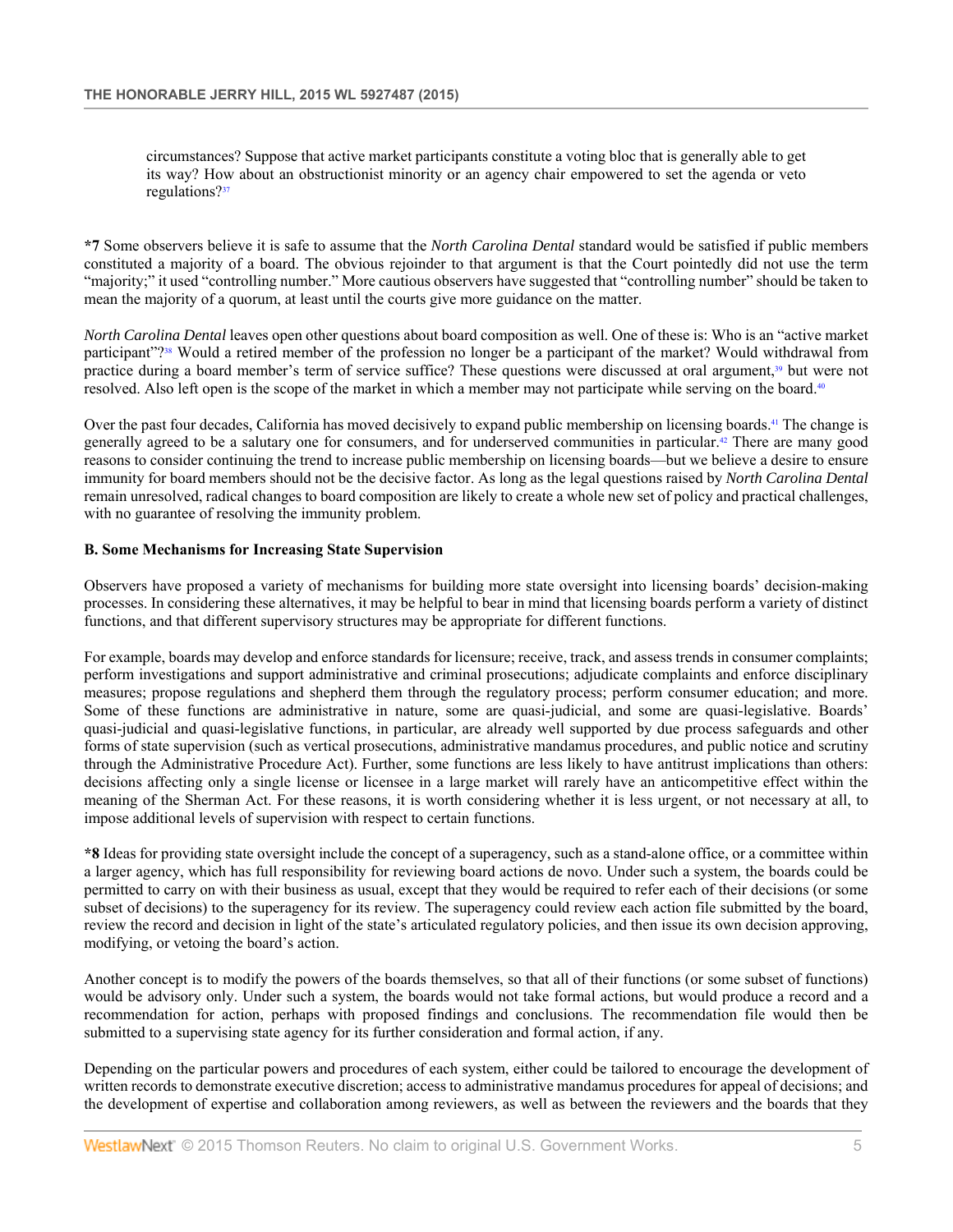> circumstances? Suppose that active market participants constitute a voting bloc that is generally able to get its way? How about an obstructionist minority or an agency chair empowered to set the agenda or veto regulations?[37]

**\*7** Some observers believe it is safe to assume that the *North Carolina Dental* standard would be satisfied if public members constituted a majority of a board. The obvious rejoinder to that argument is that the Court pointedly did not use the term "majority;" it used "controlling number." More cautious observers have suggested that "controlling number" should be taken to mean the majority of a quorum, at least until the courts give more guidance on the matter.

*North Carolina Dental* leaves open other questions about board composition as well. One of these is: Who is an "active market participant"?[38] Would a retired member of the profession no longer be a participant of the market? Would withdrawal from practice during a board member's term of service suffice? These questions were discussed at oral argument,[39] but were not resolved. Also left open is the scope of the market in which a member may not participate while serving on the board.[40]

Over the past four decades, California has moved decisively to expand public membership on licensing boards.[41] The change is generally agreed to be a salutary one for consumers, and for underserved communities in particular.[42] There are many good reasons to consider continuing the trend to increase public membership on licensing boards—but we believe a desire to ensure immunity for board members should not be the decisive factor. As long as the legal questions raised by *North Carolina Dental* remain unresolved, radical changes to board composition are likely to create a whole new set of policy and practical challenges, with no guarantee of resolving the immunity problem.

### B. Some Mechanisms for Increasing State Supervision

Observers have proposed a variety of mechanisms for building more state oversight into licensing boards' decision-making processes. In considering these alternatives, it may be helpful to bear in mind that licensing boards perform a variety of distinct functions, and that different supervisory structures may be appropriate for different functions.

For example, boards may develop and enforce standards for licensure; receive, track, and assess trends in consumer complaints; perform investigations and support administrative and criminal prosecutions; adjudicate complaints and enforce disciplinary measures; propose regulations and shepherd them through the regulatory process; perform consumer education; and more. Some of these functions are administrative in nature, some are quasi-judicial, and some are quasi-legislative. Boards' quasi-judicial and quasi-legislative functions, in particular, are already well supported by due process safeguards and other forms of state supervision (such as vertical prosecutions, administrative mandamus procedures, and public notice and scrutiny through the Administrative Procedure Act). Further, some functions are less likely to have antitrust implications than others: decisions affecting only a single license or licensee in a large market will rarely have an anticompetitive effect within the meaning of the Sherman Act. For these reasons, it is worth considering whether it is less urgent, or not necessary at all, to impose additional levels of supervision with respect to certain functions.

**\*8** Ideas for providing state oversight include the concept of a superagency, such as a stand-alone office, or a committee within a larger agency, which has full responsibility for reviewing board actions de novo. Under such a system, the boards could be permitted to carry on with their business as usual, except that they would be required to refer each of their decisions (or some subset of decisions) to the superagency for its review. The superagency could review each action file submitted by the board, review the record and decision in light of the state's articulated regulatory policies, and then issue its own decision approving, modifying, or vetoing the board's action.

Another concept is to modify the powers of the boards themselves, so that all of their functions (or some subset of functions) would be advisory only. Under such a system, the boards would not take formal actions, but would produce a record and a recommendation for action, perhaps with proposed findings and conclusions. The recommendation file would then be submitted to a supervising state agency for its further consideration and formal action, if any.

Depending on the particular powers and procedures of each system, either could be tailored to encourage the development of written records to demonstrate executive discretion; access to administrative mandamus procedures for appeal of decisions; and the development of expertise and collaboration among reviewers, as well as between the reviewers and the boards that they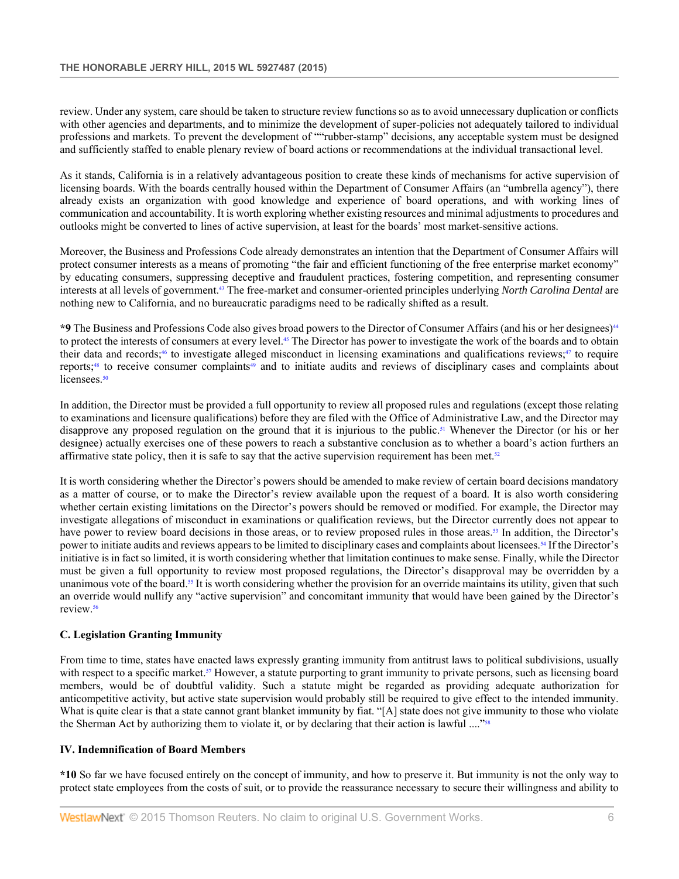review. Under any system, care should be taken to structure review functions so as to avoid unnecessary duplication or conflicts with other agencies and departments, and to minimize the development of super-policies not adequately tailored to individual professions and markets. To prevent the development of ""rubber-stamp" decisions, any acceptable system must be designed and sufficiently staffed to enable plenary review of board actions or recommendations at the individual transactional level.

As it stands, California is in a relatively advantageous position to create these kinds of mechanisms for active supervision of licensing boards. With the boards centrally housed within the Department of Consumer Affairs (an "umbrella agency"), there already exists an organization with good knowledge and experience of board operations, and with working lines of communication and accountability. It is worth exploring whether existing resources and minimal adjustments to procedures and outlooks might be converted to lines of active supervision, at least for the boards' most market-sensitive actions.

Moreover, the Business and Professions Code already demonstrates an intention that the Department of Consumer Affairs will protect consumer interests as a means of promoting "the fair and efficient functioning of the free enterprise market economy" by educating consumers, suppressing deceptive and fraudulent practices, fostering competition, and representing consumer interests at all levels of government.[43] The free-market and consumer-oriented principles underlying *North Carolina Dental* are nothing new to California, and no bureaucratic paradigms need to be radically shifted as a result.

**\*9** The Business and Professions Code also gives broad powers to the Director of Consumer Affairs (and his or her designees)[44] to protect the interests of consumers at every level.[45] The Director has power to investigate the work of the boards and to obtain their data and records;[46] to investigate alleged misconduct in licensing examinations and qualifications reviews;[47] to require reports;[48] to receive consumer complaints[49] and to initiate audits and reviews of disciplinary cases and complaints about licensees.[50]

In addition, the Director must be provided a full opportunity to review all proposed rules and regulations (except those relating to examinations and licensure qualifications) before they are filed with the Office of Administrative Law, and the Director may disapprove any proposed regulation on the ground that it is injurious to the public.[51] Whenever the Director (or his or her designee) actually exercises one of these powers to reach a substantive conclusion as to whether a board's action furthers an affirmative state policy, then it is safe to say that the active supervision requirement has been met.[52]

It is worth considering whether the Director's powers should be amended to make review of certain board decisions mandatory as a matter of course, or to make the Director's review available upon the request of a board. It is also worth considering whether certain existing limitations on the Director's powers should be removed or modified. For example, the Director may investigate allegations of misconduct in examinations or qualification reviews, but the Director currently does not appear to have power to review board decisions in those areas, or to review proposed rules in those areas.[53] In addition, the Director's power to initiate audits and reviews appears to be limited to disciplinary cases and complaints about licensees.[54] If the Director's initiative is in fact so limited, it is worth considering whether that limitation continues to make sense. Finally, while the Director must be given a full opportunity to review most proposed regulations, the Director's disapproval may be overridden by a unanimous vote of the board.[55] It is worth considering whether the provision for an override maintains its utility, given that such an override would nullify any "active supervision" and concomitant immunity that would have been gained by the Director's review.[56]

### C. Legislation Granting Immunity

From time to time, states have enacted laws expressly granting immunity from antitrust laws to political subdivisions, usually with respect to a specific market.[57] However, a statute purporting to grant immunity to private persons, such as licensing board members, would be of doubtful validity. Such a statute might be regarded as providing adequate authorization for anticompetitive activity, but active state supervision would probably still be required to give effect to the intended immunity. What is quite clear is that a state cannot grant blanket immunity by fiat. "[A] state does not give immunity to those who violate the Sherman Act by authorizing them to violate it, or by declaring that their action is lawful ...."[58]

## IV. Indemnification of Board Members

**\*10** So far we have focused entirely on the concept of immunity, and how to preserve it. But immunity is not the only way to protect state employees from the costs of suit, or to provide the reassurance necessary to secure their willingness and ability to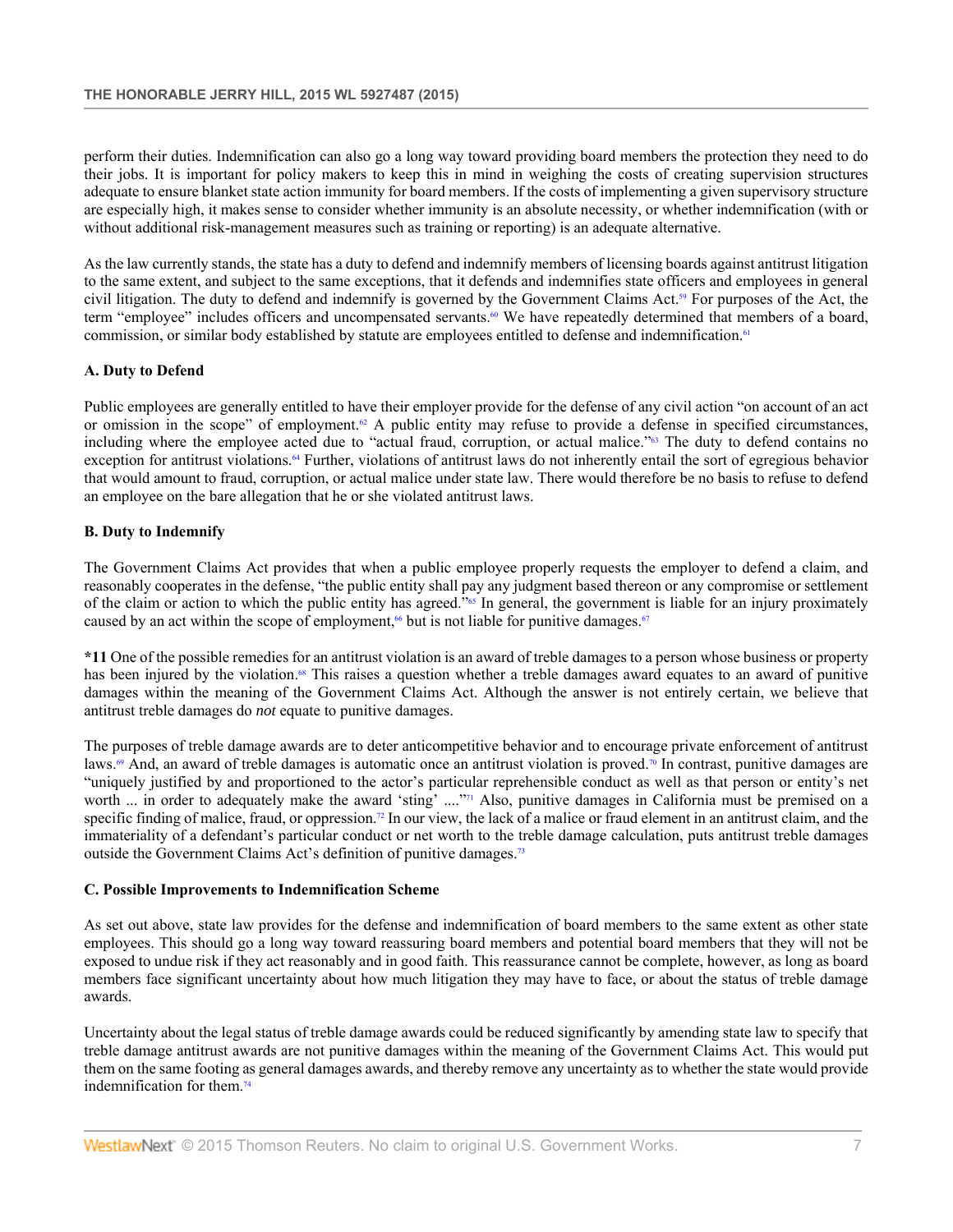perform their duties. Indemnification can also go a long way toward providing board members the protection they need to do their jobs. It is important for policy makers to keep this in mind in weighing the costs of creating supervision structures adequate to ensure blanket state action immunity for board members. If the costs of implementing a given supervisory structure are especially high, it makes sense to consider whether immunity is an absolute necessity, or whether indemnification (with or without additional risk-management measures such as training or reporting) is an adequate alternative.

As the law currently stands, the state has a duty to defend and indemnify members of licensing boards against antitrust litigation to the same extent, and subject to the same exceptions, that it defends and indemnifies state officers and employees in general civil litigation. The duty to defend and indemnify is governed by the Government Claims Act.[59] For purposes of the Act, the term "employee" includes officers and uncompensated servants.[60] We have repeatedly determined that members of a board, commission, or similar body established by statute are employees entitled to defense and indemnification.[61]

### A. Duty to Defend

Public employees are generally entitled to have their employer provide for the defense of any civil action "on account of an act or omission in the scope" of employment.[62] A public entity may refuse to provide a defense in specified circumstances, including where the employee acted due to "actual fraud, corruption, or actual malice."[63] The duty to defend contains no exception for antitrust violations.[64] Further, violations of antitrust laws do not inherently entail the sort of egregious behavior that would amount to fraud, corruption, or actual malice under state law. There would therefore be no basis to refuse to defend an employee on the bare allegation that he or she violated antitrust laws.

### B. Duty to Indemnify

The Government Claims Act provides that when a public employee properly requests the employer to defend a claim, and reasonably cooperates in the defense, "the public entity shall pay any judgment based thereon or any compromise or settlement of the claim or action to which the public entity has agreed."[65] In general, the government is liable for an injury proximately caused by an act within the scope of employment,[66] but is not liable for punitive damages.[67]

**\*11** One of the possible remedies for an antitrust violation is an award of treble damages to a person whose business or property has been injured by the violation.[68] This raises a question whether a treble damages award equates to an award of punitive damages within the meaning of the Government Claims Act. Although the answer is not entirely certain, we believe that antitrust treble damages do *not* equate to punitive damages.

The purposes of treble damage awards are to deter anticompetitive behavior and to encourage private enforcement of antitrust laws.[69] And, an award of treble damages is automatic once an antitrust violation is proved.[70] In contrast, punitive damages are "uniquely justified by and proportioned to the actor's particular reprehensible conduct as well as that person or entity's net worth ... in order to adequately make the award 'sting' ...."[71] Also, punitive damages in California must be premised on a specific finding of malice, fraud, or oppression.[72] In our view, the lack of a malice or fraud element in an antitrust claim, and the immateriality of a defendant's particular conduct or net worth to the treble damage calculation, puts antitrust treble damages outside the Government Claims Act's definition of punitive damages.[73]

### C. Possible Improvements to Indemnification Scheme

As set out above, state law provides for the defense and indemnification of board members to the same extent as other state employees. This should go a long way toward reassuring board members and potential board members that they will not be exposed to undue risk if they act reasonably and in good faith. This reassurance cannot be complete, however, as long as board members face significant uncertainty about how much litigation they may have to face, or about the status of treble damage awards.

Uncertainty about the legal status of treble damage awards could be reduced significantly by amending state law to specify that treble damage antitrust awards are not punitive damages within the meaning of the Government Claims Act. This would put them on the same footing as general damages awards, and thereby remove any uncertainty as to whether the state would provide indemnification for them.[74]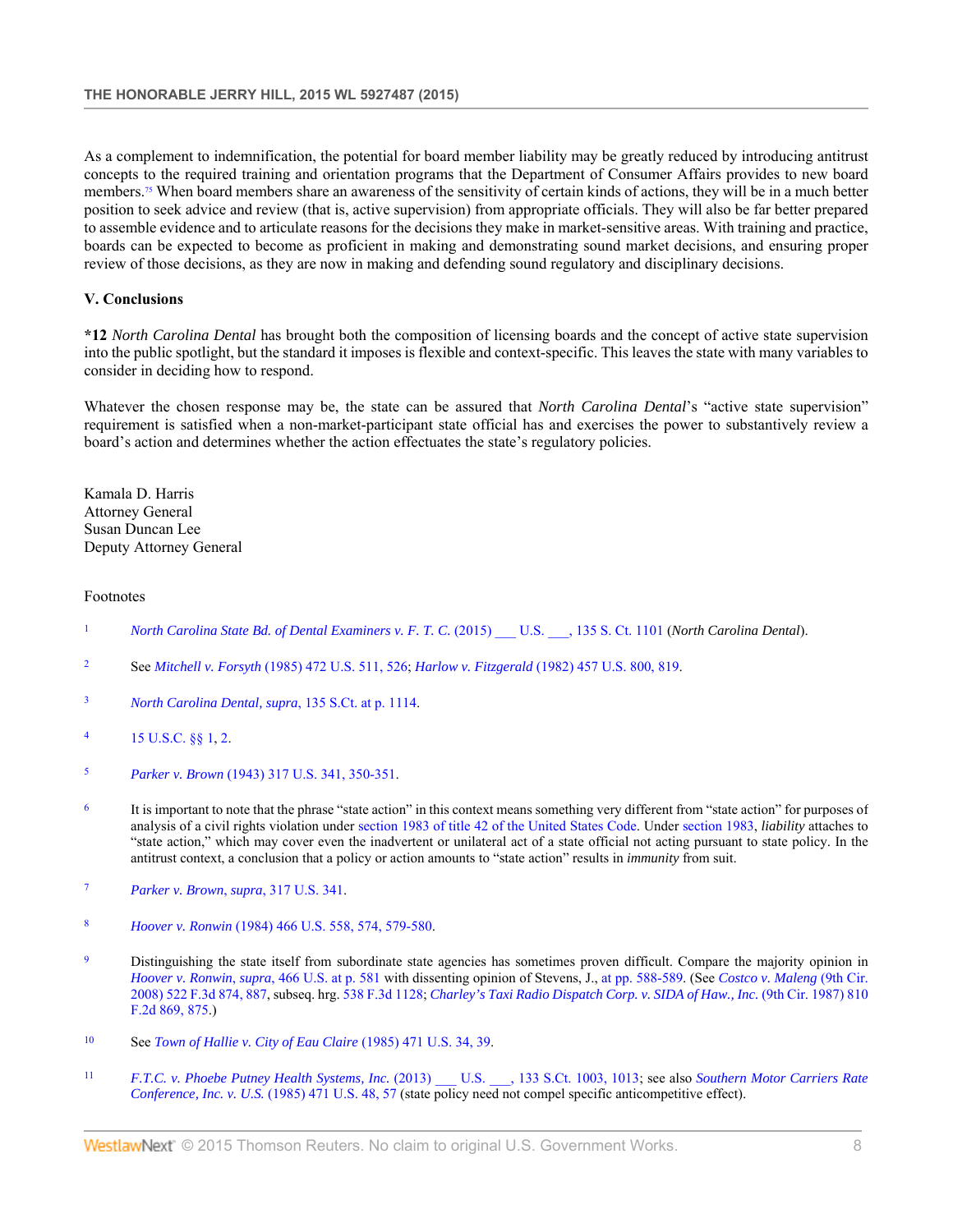As a complement to indemnification, the potential for board member liability may be greatly reduced by introducing antitrust concepts to the required training and orientation programs that the Department of Consumer Affairs provides to new board members.[75] When board members share an awareness of the sensitivity of certain kinds of actions, they will be in a much better position to seek advice and review (that is, active supervision) from appropriate officials. They will also be far better prepared to assemble evidence and to articulate reasons for the decisions they make in market-sensitive areas. With training and practice, boards can be expected to become as proficient in making and demonstrating sound market decisions, and ensuring proper review of those decisions, as they are now in making and defending sound regulatory and disciplinary decisions.

## V. Conclusions

**\*12** *North Carolina Dental* has brought both the composition of licensing boards and the concept of active state supervision into the public spotlight, but the standard it imposes is flexible and context-specific. This leaves the state with many variables to consider in deciding how to respond.

Whatever the chosen response may be, the state can be assured that *North Carolina Dental*'s "active state supervision" requirement is satisfied when a non-market-participant state official has and exercises the power to substantively review a board's action and determines whether the action effectuates the state's regulatory policies.

Kamala D. Harris
Attorney General
Susan Duncan Lee
Deputy Attorney General

Footnotes

1. *North Carolina State Bd. of Dental Examiners v. F. T. C.* (2015) ___ U.S. ___, 135 S. Ct. 1101 (*North Carolina Dental*).

2. See *Mitchell v. Forsyth* (1985) 472 U.S. 511, 526; *Harlow v. Fitzgerald* (1982) 457 U.S. 800, 819.

3. *North Carolina Dental, supra*, 135 S.Ct. at p. 1114.

4. 15 U.S.C. §§ 1, 2.

5. *Parker v. Brown* (1943) 317 U.S. 341, 350-351.

6. It is important to note that the phrase "state action" in this context means something very different from "state action" for purposes of analysis of a civil rights violation under section 1983 of title 42 of the United States Code. Under section 1983, *liability* attaches to "state action," which may cover even the inadvertent or unilateral act of a state official not acting pursuant to state policy. In the antitrust context, a conclusion that a policy or action amounts to "state action" results in *immunity* from suit.

7. *Parker v. Brown, supra*, 317 U.S. 341.

8. *Hoover v. Ronwin* (1984) 466 U.S. 558, 574, 579-580.

9. Distinguishing the state itself from subordinate state agencies has sometimes proven difficult. Compare the majority opinion in *Hoover v. Ronwin, supra*, 466 U.S. at p. 581 with dissenting opinion of Stevens, J., at pp. 588-589. (See *Costco v. Maleng* (9th Cir. 2008) 522 F.3d 874, 887, subseq. hrg. 538 F.3d 1128; *Charley's Taxi Radio Dispatch Corp. v. SIDA of Haw., Inc.* (9th Cir. 1987) 810 F.2d 869, 875.)

10. See *Town of Hallie v. City of Eau Claire* (1985) 471 U.S. 34, 39.

11. *F.T.C. v. Phoebe Putney Health Systems, Inc.* (2013) ___ U.S. ___, 133 S.Ct. 1003, 1013; see also *Southern Motor Carriers Rate Conference, Inc. v. U.S.* (1985) 471 U.S. 48, 57 (state policy need not compel specific anticompetitive effect).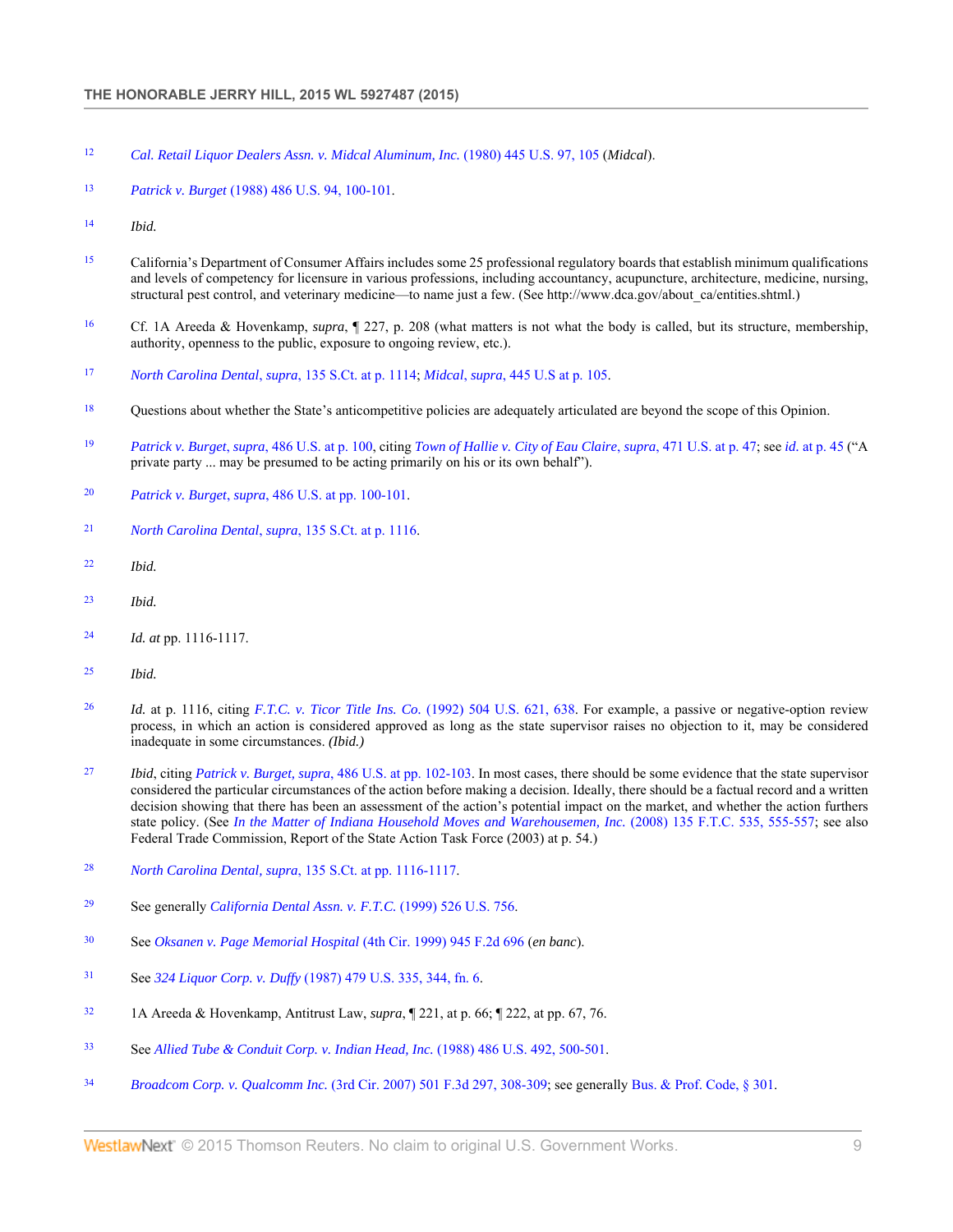12 *Cal. Retail Liquor Dealers Assn. v. Midcal Aluminum, Inc.* (1980) 445 U.S. 97, 105 (*Midcal*).

13 *Patrick v. Burget* (1988) 486 U.S. 94, 100-101.

14 *Ibid.*

15 California's Department of Consumer Affairs includes some 25 professional regulatory boards that establish minimum qualifications and levels of competency for licensure in various professions, including accountancy, acupuncture, architecture, medicine, nursing, structural pest control, and veterinary medicine—to name just a few. (See http://www.dca.gov/about_ca/entities.shtml.)

16 Cf. 1A Areeda & Hovenkamp, *supra*, ¶ 227, p. 208 (what matters is not what the body is called, but its structure, membership, authority, openness to the public, exposure to ongoing review, etc.).

17 *North Carolina Dental*, *supra*, 135 S.Ct. at p. 1114; *Midcal*, *supra*, 445 U.S at p. 105.

18 Questions about whether the State's anticompetitive policies are adequately articulated are beyond the scope of this Opinion.

19 *Patrick v. Burget*, *supra*, 486 U.S. at p. 100, citing *Town of Hallie v. City of Eau Claire*, *supra*, 471 U.S. at p. 47; see *id.* at p. 45 ("A private party ... may be presumed to be acting primarily on his or its own behalf").

20 *Patrick v. Burget*, *supra*, 486 U.S. at pp. 100-101.

21 *North Carolina Dental*, *supra*, 135 S.Ct. at p. 1116.

22 *Ibid.*

23 *Ibid.*

24 *Id. at* pp. 1116-1117.

25 *Ibid.*

26 *Id.* at p. 1116, citing *F.T.C. v. Ticor Title Ins. Co.* (1992) 504 U.S. 621, 638. For example, a passive or negative-option review process, in which an action is considered approved as long as the state supervisor raises no objection to it, may be considered inadequate in some circumstances. *(Ibid.)*

27 *Ibid*, citing *Patrick v. Burget, supra*, 486 U.S. at pp. 102-103. In most cases, there should be some evidence that the state supervisor considered the particular circumstances of the action before making a decision. Ideally, there should be a factual record and a written decision showing that there has been an assessment of the action's potential impact on the market, and whether the action furthers state policy. (See *In the Matter of Indiana Household Moves and Warehousemen, Inc.* (2008) 135 F.T.C. 535, 555-557; see also Federal Trade Commission, Report of the State Action Task Force (2003) at p. 54.)

28 *North Carolina Dental, supra*, 135 S.Ct. at pp. 1116-1117.

29 See generally *California Dental Assn. v. F.T.C.* (1999) 526 U.S. 756.

30 See *Oksanen v. Page Memorial Hospital* (4th Cir. 1999) 945 F.2d 696 (*en banc*).

31 See *324 Liquor Corp. v. Duffy* (1987) 479 U.S. 335, 344, fn. 6.

32 1A Areeda & Hovenkamp, Antitrust Law, *supra*, ¶ 221, at p. 66; ¶ 222, at pp. 67, 76.

33 See *Allied Tube & Conduit Corp. v. Indian Head, Inc.* (1988) 486 U.S. 492, 500-501.

34 *Broadcom Corp. v. Qualcomm Inc.* (3rd Cir. 2007) 501 F.3d 297, 308-309; see generally Bus. & Prof. Code, § 301.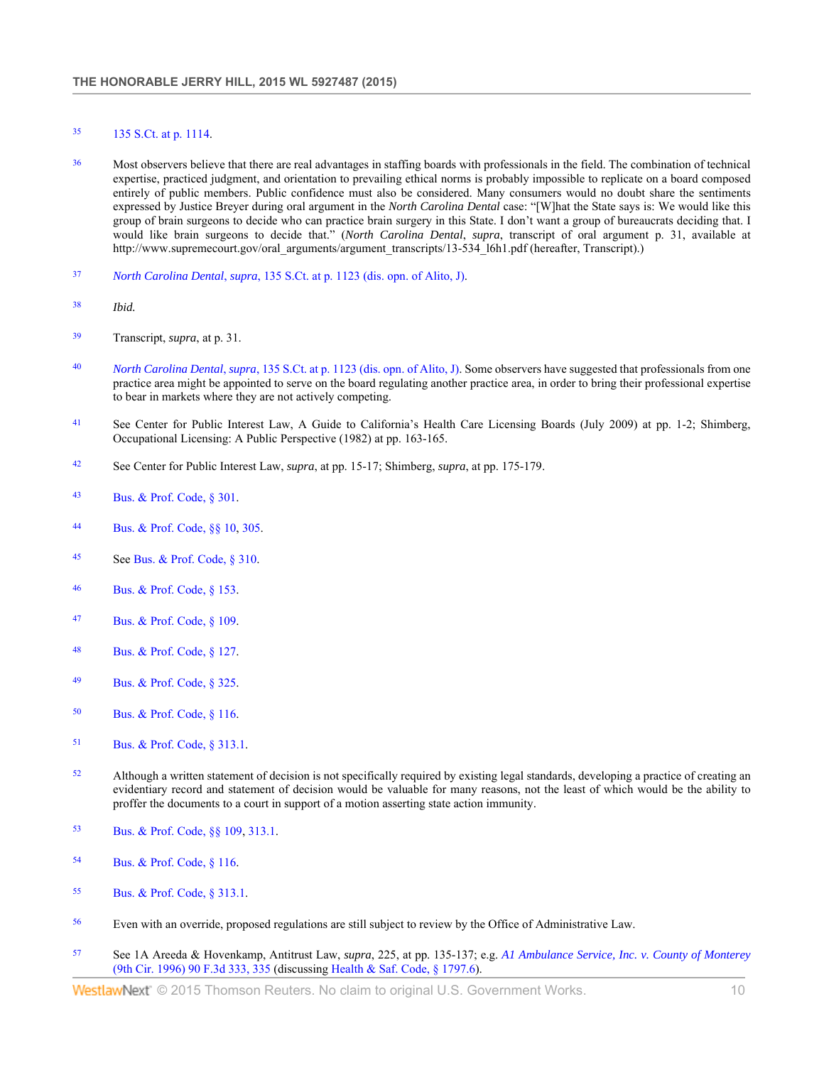35 135 S.Ct. at p. 1114.

36 Most observers believe that there are real advantages in staffing boards with professionals in the field. The combination of technical expertise, practiced judgment, and orientation to prevailing ethical norms is probably impossible to replicate on a board composed entirely of public members. Public confidence must also be considered. Many consumers would no doubt share the sentiments expressed by Justice Breyer during oral argument in the *North Carolina Dental* case: "[W]hat the State says is: We would like this group of brain surgeons to decide who can practice brain surgery in this State. I don't want a group of bureaucrats deciding that. I would like brain surgeons to decide that." (*North Carolina Dental*, *supra*, transcript of oral argument p. 31, available at http://www.supremecourt.gov/oral_arguments/argument_transcripts/13-534_l6h1.pdf (hereafter, Transcript).)

37 *North Carolina Dental*, *supra*, 135 S.Ct. at p. 1123 (dis. opn. of Alito, J).

38 *Ibid.*

39 Transcript, *supra*, at p. 31.

40 *North Carolina Dental*, *supra*, 135 S.Ct. at p. 1123 (dis. opn. of Alito, J). Some observers have suggested that professionals from one practice area might be appointed to serve on the board regulating another practice area, in order to bring their professional expertise to bear in markets where they are not actively competing.

41 See Center for Public Interest Law, A Guide to California's Health Care Licensing Boards (July 2009) at pp. 1-2; Shimberg, Occupational Licensing: A Public Perspective (1982) at pp. 163-165.

42 See Center for Public Interest Law, *supra*, at pp. 15-17; Shimberg, *supra*, at pp. 175-179.

43 Bus. & Prof. Code, § 301.

44 Bus. & Prof. Code, §§ 10, 305.

45 See Bus. & Prof. Code, § 310.

46 Bus. & Prof. Code, § 153.

47 Bus. & Prof. Code, § 109.

48 Bus. & Prof. Code, § 127.

49 Bus. & Prof. Code, § 325.

50 Bus. & Prof. Code, § 116.

51 Bus. & Prof. Code, § 313.1.

52 Although a written statement of decision is not specifically required by existing legal standards, developing a practice of creating an evidentiary record and statement of decision would be valuable for many reasons, not the least of which would be the ability to proffer the documents to a court in support of a motion asserting state action immunity.

53 Bus. & Prof. Code, §§ 109, 313.1.

54 Bus. & Prof. Code, § 116.

55 Bus. & Prof. Code, § 313.1.

56 Even with an override, proposed regulations are still subject to review by the Office of Administrative Law.

57 See 1A Areeda & Hovenkamp, Antitrust Law, *supra*, 225, at pp. 135-137; e.g. *A1 Ambulance Service, Inc. v. County of Monterey* (9th Cir. 1996) 90 F.3d 333, 335 (discussing Health & Saf. Code, § 1797.6).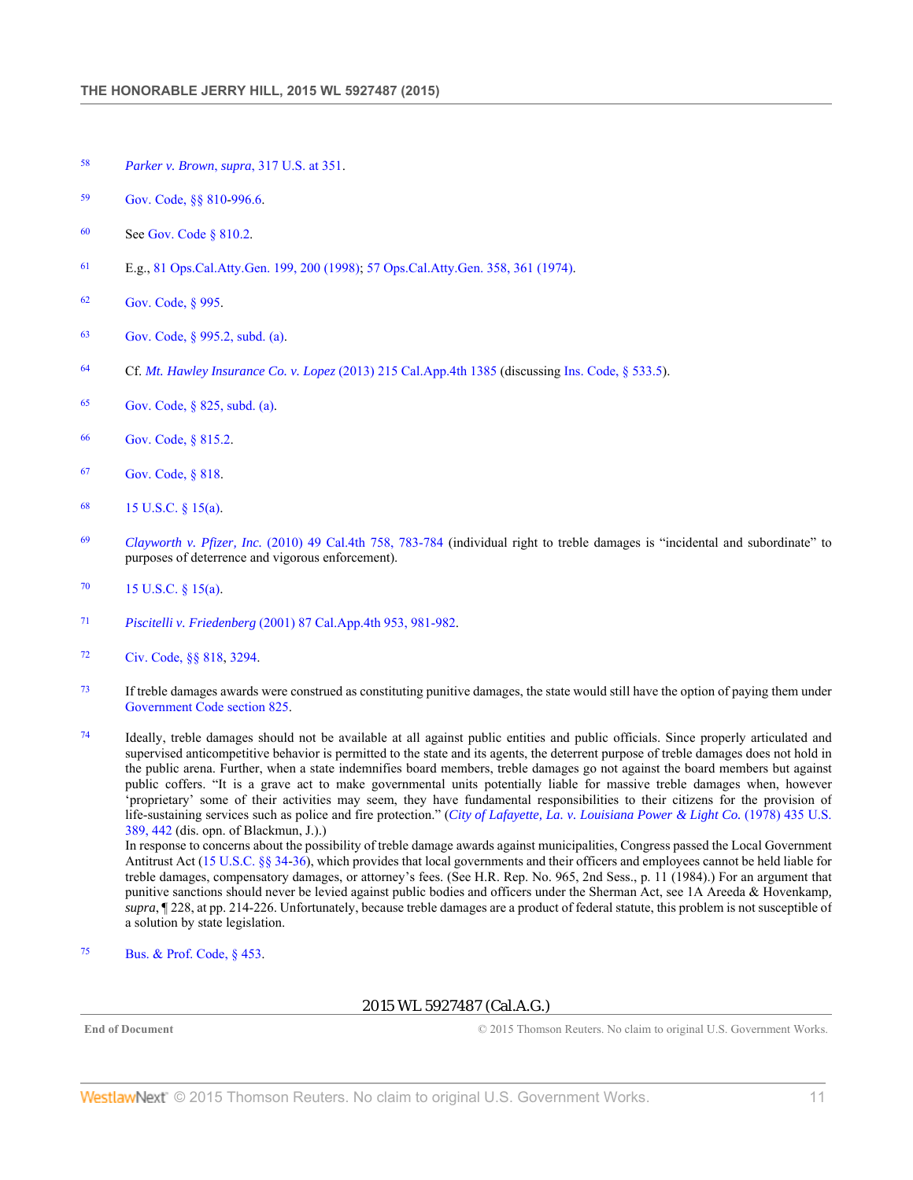58 *Parker v. Brown, supra*, 317 U.S. at 351.

59 Gov. Code, §§ 810-996.6.

60 See Gov. Code § 810.2.

61 E.g., 81 Ops.Cal.Atty.Gen. 199, 200 (1998); 57 Ops.Cal.Atty.Gen. 358, 361 (1974).

62 Gov. Code, § 995.

63 Gov. Code, § 995.2, subd. (a).

64 Cf. *Mt. Hawley Insurance Co. v. Lopez* (2013) 215 Cal.App.4th 1385 (discussing Ins. Code, § 533.5).

65 Gov. Code, § 825, subd. (a).

66 Gov. Code, § 815.2.

67 Gov. Code, § 818.

68 15 U.S.C. § 15(a).

69 *Clayworth v. Pfizer, Inc.* (2010) 49 Cal.4th 758, 783-784 (individual right to treble damages is "incidental and subordinate" to purposes of deterrence and vigorous enforcement).

70 15 U.S.C. § 15(a).

71 *Piscitelli v. Friedenberg* (2001) 87 Cal.App.4th 953, 981-982.

72 Civ. Code, §§ 818, 3294.

73 If treble damages awards were construed as constituting punitive damages, the state would still have the option of paying them under Government Code section 825.

74 Ideally, treble damages should not be available at all against public entities and public officials. Since properly articulated and supervised anticompetitive behavior is permitted to the state and its agents, the deterrent purpose of treble damages does not hold in the public arena. Further, when a state indemnifies board members, treble damages go not against the board members but against public coffers. "It is a grave act to make governmental units potentially liable for massive treble damages when, however 'proprietary' some of their activities may seem, they have fundamental responsibilities to their citizens for the provision of life-sustaining services such as police and fire protection." (*City of Lafayette, La. v. Louisiana Power & Light Co.* (1978) 435 U.S. 389, 442 (dis. opn. of Blackmun, J.).)
In response to concerns about the possibility of treble damage awards against municipalities, Congress passed the Local Government Antitrust Act (15 U.S.C. §§ 34-36), which provides that local governments and their officers and employees cannot be held liable for treble damages, compensatory damages, or attorney's fees. (See H.R. Rep. No. 965, 2nd Sess., p. 11 (1984).) For an argument that punitive sanctions should never be levied against public bodies and officers under the Sherman Act, see 1A Areeda & Hovenkamp, *supra*, ¶ 228, at pp. 214-226. Unfortunately, because treble damages are a product of federal statute, this problem is not susceptible of a solution by state legislation.

75 Bus. & Prof. Code, § 453.

2015 WL 5927487 (Cal.A.G.)

End of Document